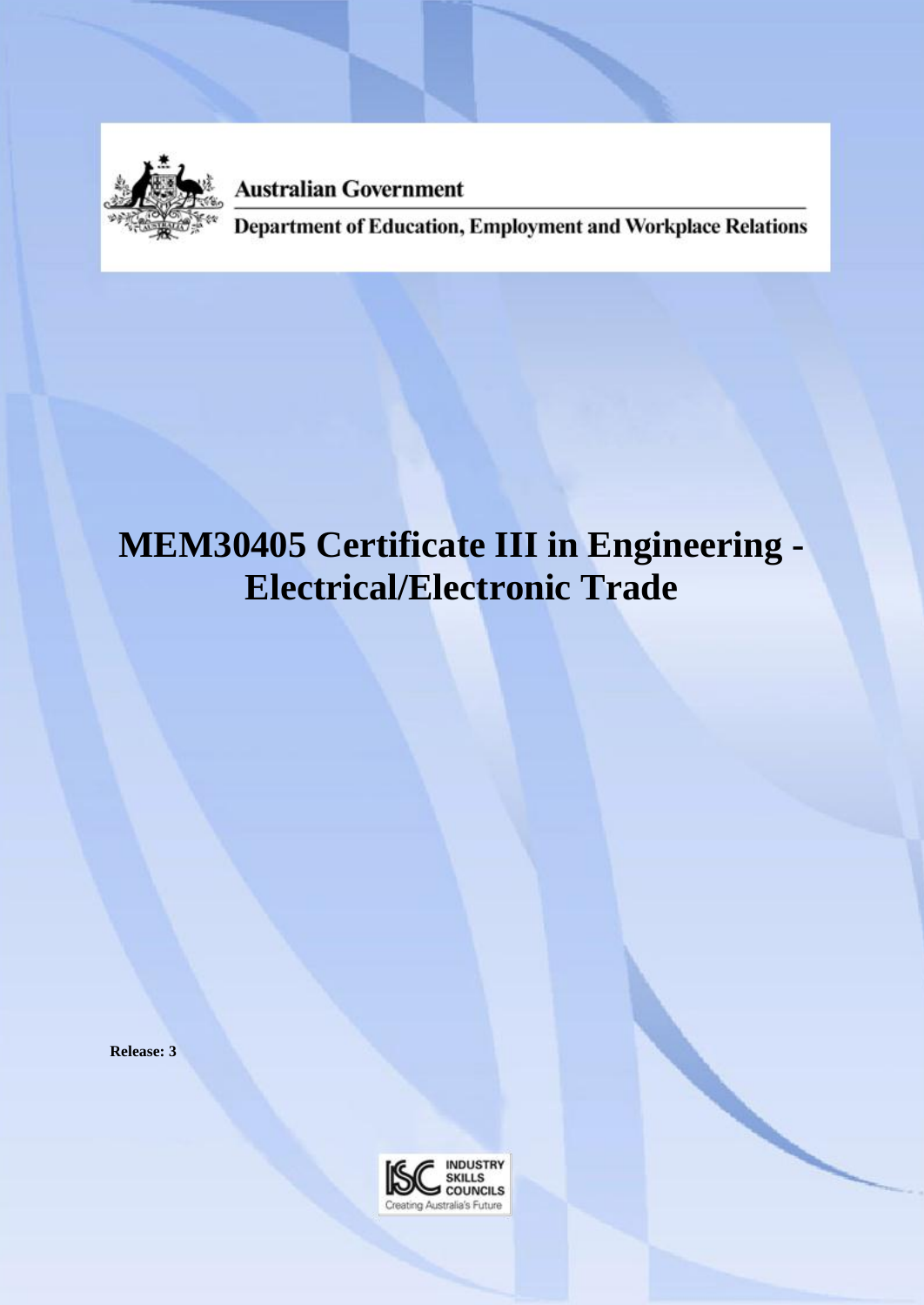Australian Government

Department of Education, Employment and Workplace Relations

# MEM30405 Certificate III in Engineering - Electrical/Electronic Trade

**Release: 3**

INDUSTRY SKILLS COUNCILS

Creating Australia's Future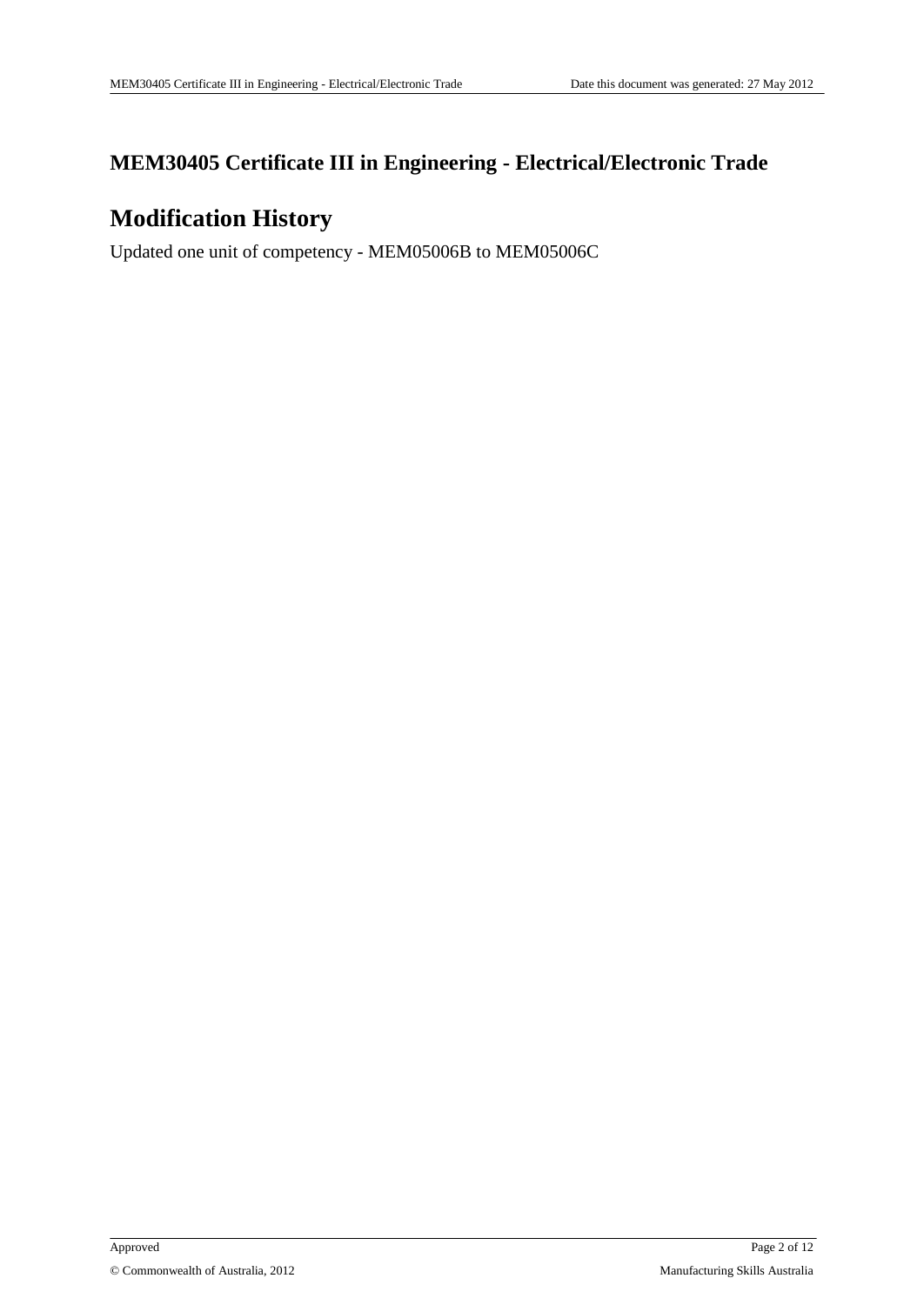# MEM30405 Certificate III in Engineering - Electrical/Electronic Trade

## Modification History

Updated one unit of competency - MEM05006B to MEM05006C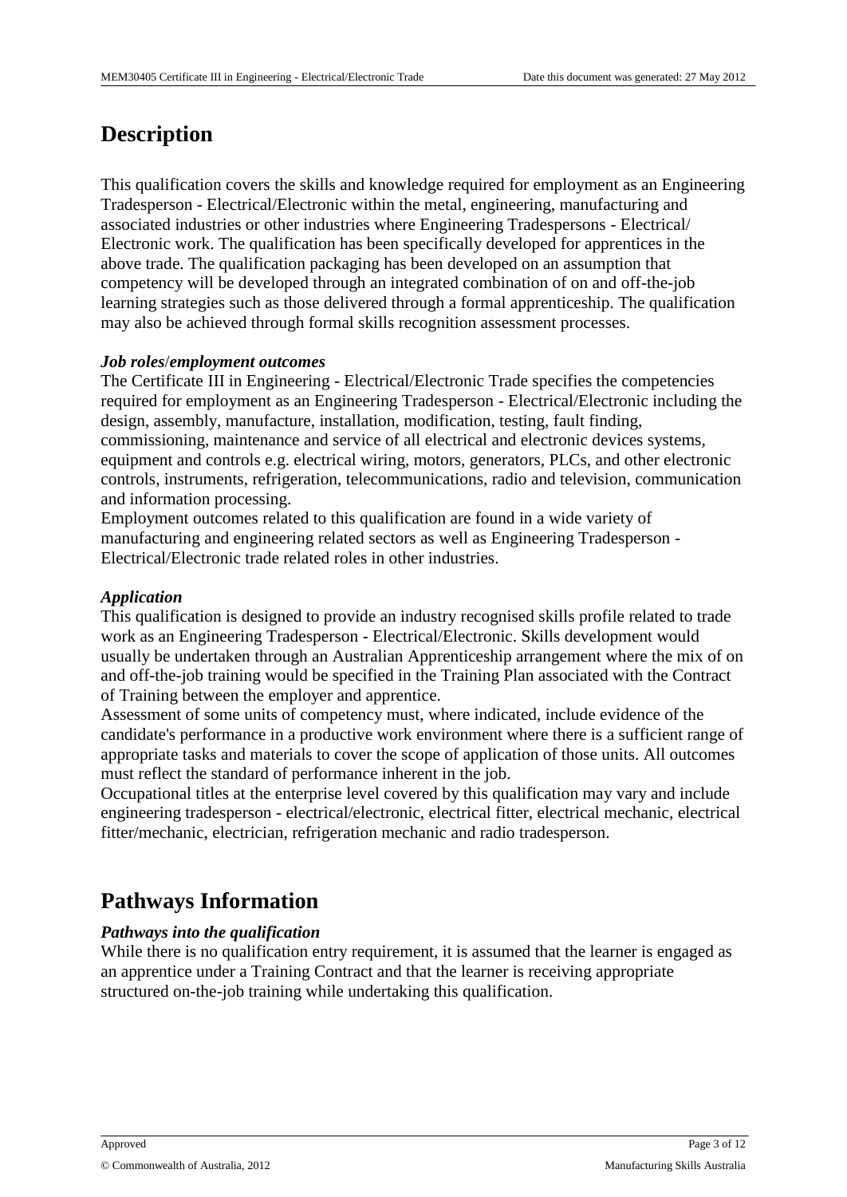# Description

This qualification covers the skills and knowledge required for employment as an Engineering Tradesperson - Electrical/Electronic within the metal, engineering, manufacturing and associated industries or other industries where Engineering Tradespersons - Electrical/ Electronic work. The qualification has been specifically developed for apprentices in the above trade. The qualification packaging has been developed on an assumption that competency will be developed through an integrated combination of on and off-the-job learning strategies such as those delivered through a formal apprenticeship. The qualification may also be achieved through formal skills recognition assessment processes.

### *Job roles/employment outcomes*

The Certificate III in Engineering - Electrical/Electronic Trade specifies the competencies required for employment as an Engineering Tradesperson - Electrical/Electronic including the design, assembly, manufacture, installation, modification, testing, fault finding, commissioning, maintenance and service of all electrical and electronic devices systems, equipment and controls e.g. electrical wiring, motors, generators, PLCs, and other electronic controls, instruments, refrigeration, telecommunications, radio and television, communication and information processing.

Employment outcomes related to this qualification are found in a wide variety of manufacturing and engineering related sectors as well as Engineering Tradesperson - Electrical/Electronic trade related roles in other industries.

### *Application*

This qualification is designed to provide an industry recognised skills profile related to trade work as an Engineering Tradesperson - Electrical/Electronic. Skills development would usually be undertaken through an Australian Apprenticeship arrangement where the mix of on and off-the-job training would be specified in the Training Plan associated with the Contract of Training between the employer and apprentice.

Assessment of some units of competency must, where indicated, include evidence of the candidate's performance in a productive work environment where there is a sufficient range of appropriate tasks and materials to cover the scope of application of those units. All outcomes must reflect the standard of performance inherent in the job.

Occupational titles at the enterprise level covered by this qualification may vary and include engineering tradesperson - electrical/electronic, electrical fitter, electrical mechanic, electrical fitter/mechanic, electrician, refrigeration mechanic and radio tradesperson.

# Pathways Information

### *Pathways into the qualification*

While there is no qualification entry requirement, it is assumed that the learner is engaged as an apprentice under a Training Contract and that the learner is receiving appropriate structured on-the-job training while undertaking this qualification.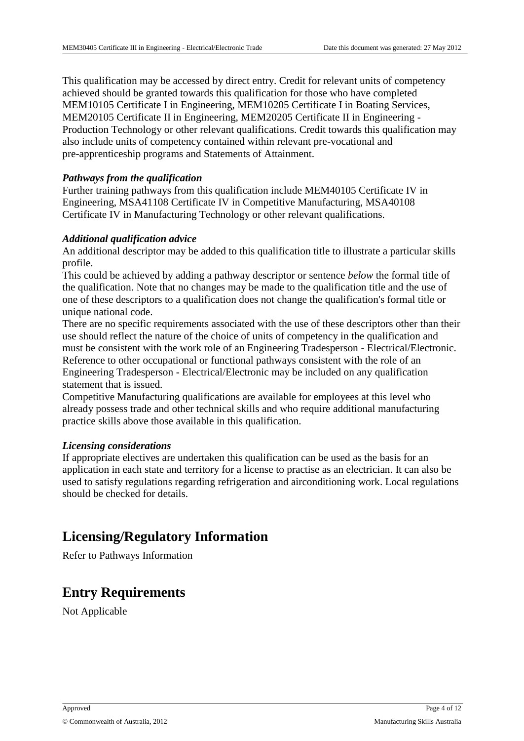This qualification may be accessed by direct entry. Credit for relevant units of competency achieved should be granted towards this qualification for those who have completed MEM10105 Certificate I in Engineering, MEM10205 Certificate I in Boating Services, MEM20105 Certificate II in Engineering, MEM20205 Certificate II in Engineering - Production Technology or other relevant qualifications. Credit towards this qualification may also include units of competency contained within relevant pre-vocational and pre-apprenticeship programs and Statements of Attainment.

***Pathways from the qualification***

Further training pathways from this qualification include MEM40105 Certificate IV in Engineering, MSA41108 Certificate IV in Competitive Manufacturing, MSA40108 Certificate IV in Manufacturing Technology or other relevant qualifications.

***Additional qualification advice***

An additional descriptor may be added to this qualification title to illustrate a particular skills profile.

This could be achieved by adding a pathway descriptor or sentence *below* the formal title of the qualification. Note that no changes may be made to the qualification title and the use of one of these descriptors to a qualification does not change the qualification's formal title or unique national code.

There are no specific requirements associated with the use of these descriptors other than their use should reflect the nature of the choice of units of competency in the qualification and must be consistent with the work role of an Engineering Tradesperson - Electrical/Electronic. Reference to other occupational or functional pathways consistent with the role of an Engineering Tradesperson - Electrical/Electronic may be included on any qualification statement that is issued.

Competitive Manufacturing qualifications are available for employees at this level who already possess trade and other technical skills and who require additional manufacturing practice skills above those available in this qualification.

***Licensing considerations***

If appropriate electives are undertaken this qualification can be used as the basis for an application in each state and territory for a license to practise as an electrician. It can also be used to satisfy regulations regarding refrigeration and airconditioning work. Local regulations should be checked for details.

# Licensing/Regulatory Information

Refer to Pathways Information

# Entry Requirements

Not Applicable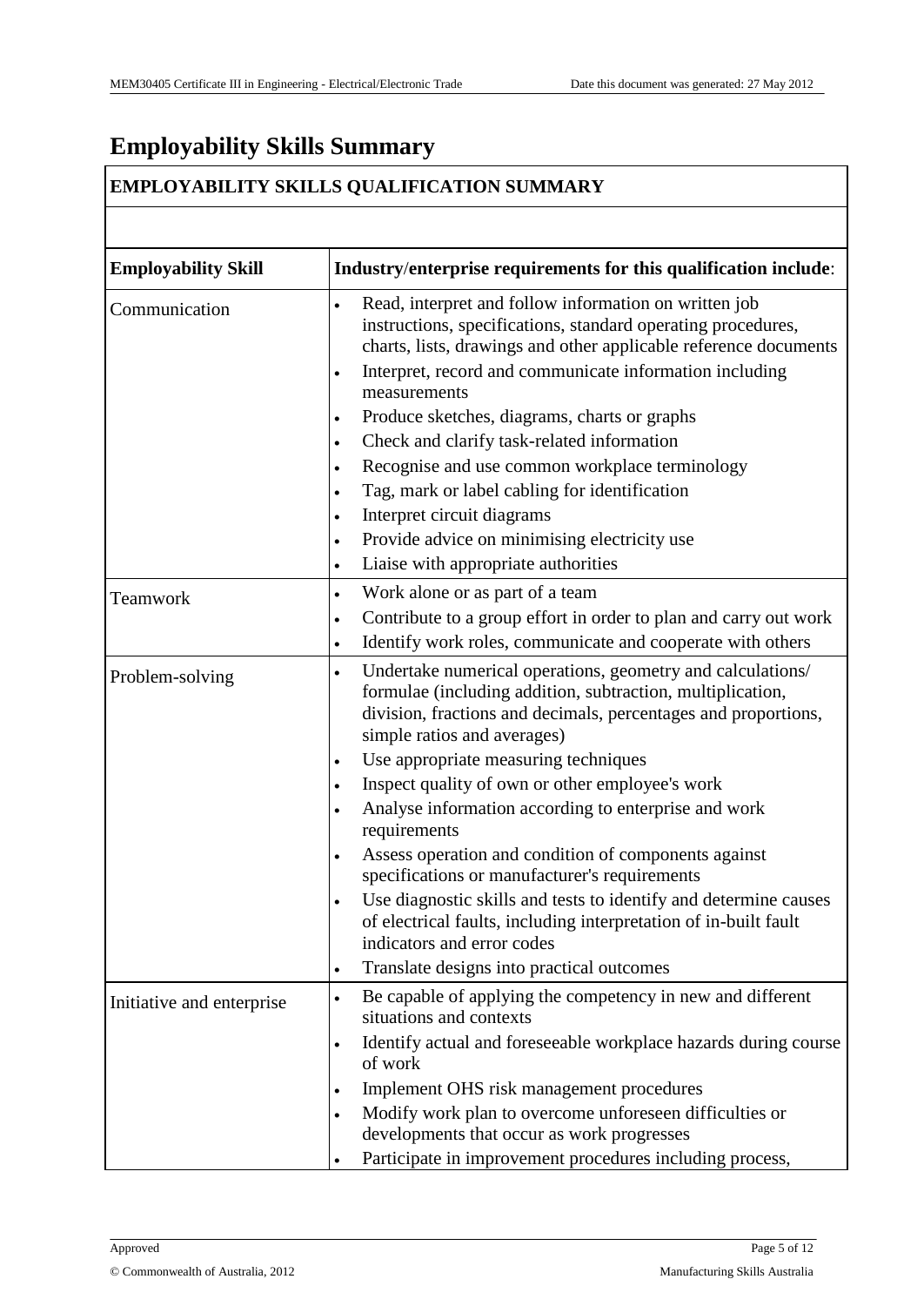# Employability Skills Summary

| EMPLOYABILITY SKILLS QUALIFICATION SUMMARY | |
|---|---|
| | |
| **Employability Skill** | **Industry/enterprise requirements for this qualification include**: |
| Communication | • Read, interpret and follow information on written job instructions, specifications, standard operating procedures, charts, lists, drawings and other applicable reference documents<br>• Interpret, record and communicate information including measurements<br>• Produce sketches, diagrams, charts or graphs<br>• Check and clarify task-related information<br>• Recognise and use common workplace terminology<br>• Tag, mark or label cabling for identification<br>• Interpret circuit diagrams<br>• Provide advice on minimising electricity use<br>• Liaise with appropriate authorities |
| Teamwork | • Work alone or as part of a team<br>• Contribute to a group effort in order to plan and carry out work<br>• Identify work roles, communicate and cooperate with others |
| Problem-solving | • Undertake numerical operations, geometry and calculations/ formulae (including addition, subtraction, multiplication, division, fractions and decimals, percentages and proportions, simple ratios and averages)<br>• Use appropriate measuring techniques<br>• Inspect quality of own or other employee's work<br>• Analyse information according to enterprise and work requirements<br>• Assess operation and condition of components against specifications or manufacturer's requirements<br>• Use diagnostic skills and tests to identify and determine causes of electrical faults, including interpretation of in-built fault indicators and error codes<br>• Translate designs into practical outcomes |
| Initiative and enterprise | • Be capable of applying the competency in new and different situations and contexts<br>• Identify actual and foreseeable workplace hazards during course of work<br>• Implement OHS risk management procedures<br>• Modify work plan to overcome unforeseen difficulties or developments that occur as work progresses<br>• Participate in improvement procedures including process, |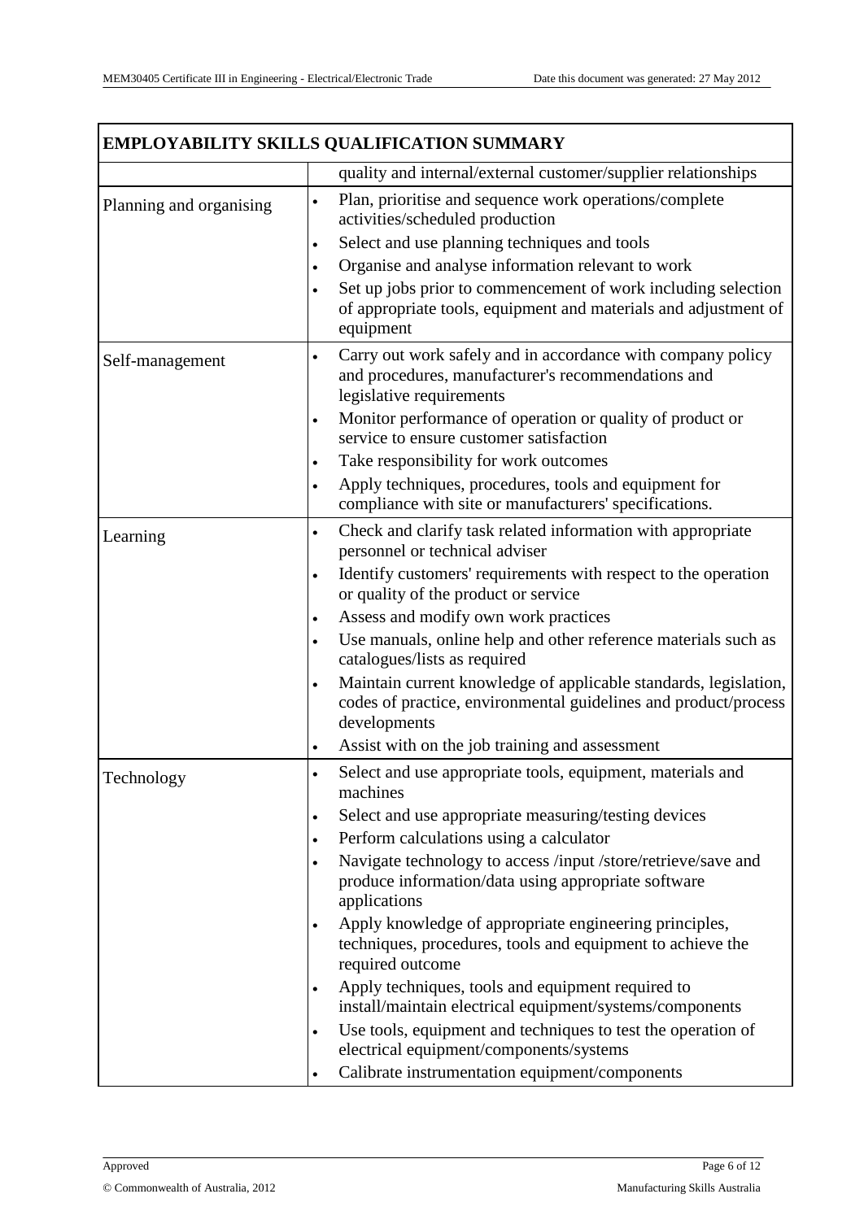| EMPLOYABILITY SKILLS QUALIFICATION SUMMARY | |
|---|---|
| | quality and internal/external customer/supplier relationships |
| Planning and organising | • Plan, prioritise and sequence work operations/complete activities/scheduled production<br>• Select and use planning techniques and tools<br>• Organise and analyse information relevant to work<br>• Set up jobs prior to commencement of work including selection of appropriate tools, equipment and materials and adjustment of equipment |
| Self-management | • Carry out work safely and in accordance with company policy and procedures, manufacturer's recommendations and legislative requirements<br>• Monitor performance of operation or quality of product or service to ensure customer satisfaction<br>• Take responsibility for work outcomes<br>• Apply techniques, procedures, tools and equipment for compliance with site or manufacturers' specifications. |
| Learning | • Check and clarify task related information with appropriate personnel or technical adviser<br>• Identify customers' requirements with respect to the operation or quality of the product or service<br>• Assess and modify own work practices<br>• Use manuals, online help and other reference materials such as catalogues/lists as required<br>• Maintain current knowledge of applicable standards, legislation, codes of practice, environmental guidelines and product/process developments<br>• Assist with on the job training and assessment |
| Technology | • Select and use appropriate tools, equipment, materials and machines<br>• Select and use appropriate measuring/testing devices<br>• Perform calculations using a calculator<br>• Navigate technology to access /input /store/retrieve/save and produce information/data using appropriate software applications<br>• Apply knowledge of appropriate engineering principles, techniques, procedures, tools and equipment to achieve the required outcome<br>• Apply techniques, tools and equipment required to install/maintain electrical equipment/systems/components<br>• Use tools, equipment and techniques to test the operation of electrical equipment/components/systems<br>• Calibrate instrumentation equipment/components |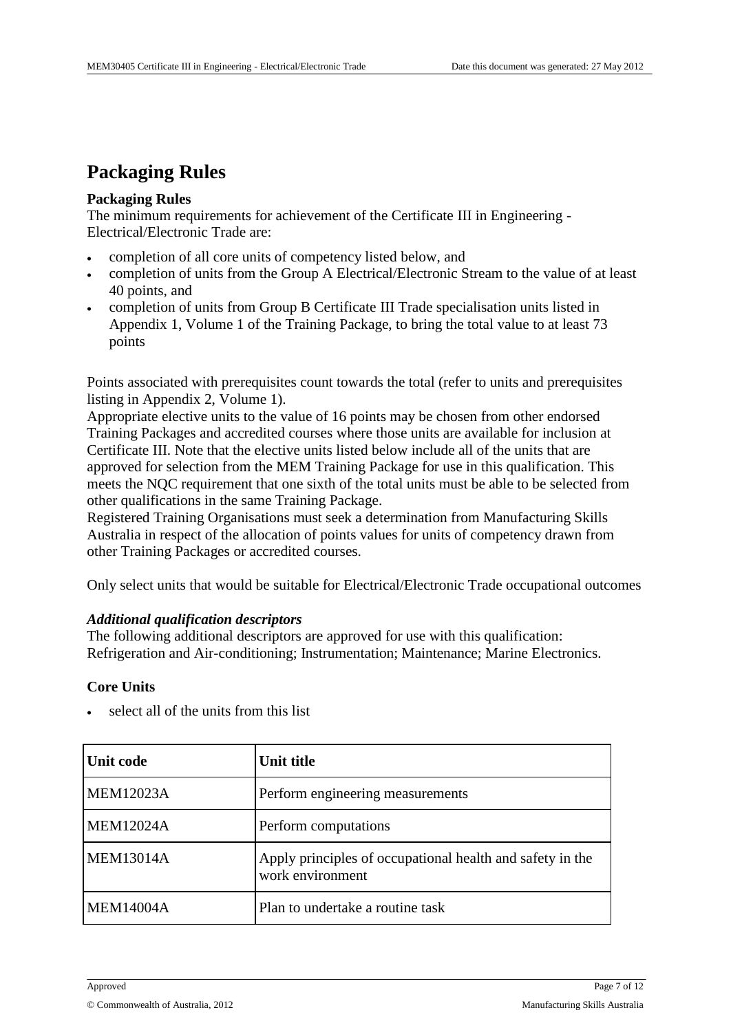# Packaging Rules

**Packaging Rules**

The minimum requirements for achievement of the Certificate III in Engineering - Electrical/Electronic Trade are:

- completion of all core units of competency listed below, and
- completion of units from the Group A Electrical/Electronic Stream to the value of at least 40 points, and
- completion of units from Group B Certificate III Trade specialisation units listed in Appendix 1, Volume 1 of the Training Package, to bring the total value to at least 73 points

Points associated with prerequisites count towards the total (refer to units and prerequisites listing in Appendix 2, Volume 1).

Appropriate elective units to the value of 16 points may be chosen from other endorsed Training Packages and accredited courses where those units are available for inclusion at Certificate III. Note that the elective units listed below include all of the units that are approved for selection from the MEM Training Package for use in this qualification. This meets the NQC requirement that one sixth of the total units must be able to be selected from other qualifications in the same Training Package.

Registered Training Organisations must seek a determination from Manufacturing Skills Australia in respect of the allocation of points values for units of competency drawn from other Training Packages or accredited courses.

Only select units that would be suitable for Electrical/Electronic Trade occupational outcomes

***Additional qualification descriptors***

The following additional descriptors are approved for use with this qualification: Refrigeration and Air-conditioning; Instrumentation; Maintenance; Marine Electronics.

**Core Units**

- select all of the units from this list

| Unit code | Unit title |
|---|---|
| MEM12023A | Perform engineering measurements |
| MEM12024A | Perform computations |
| MEM13014A | Apply principles of occupational health and safety in the work environment |
| MEM14004A | Plan to undertake a routine task |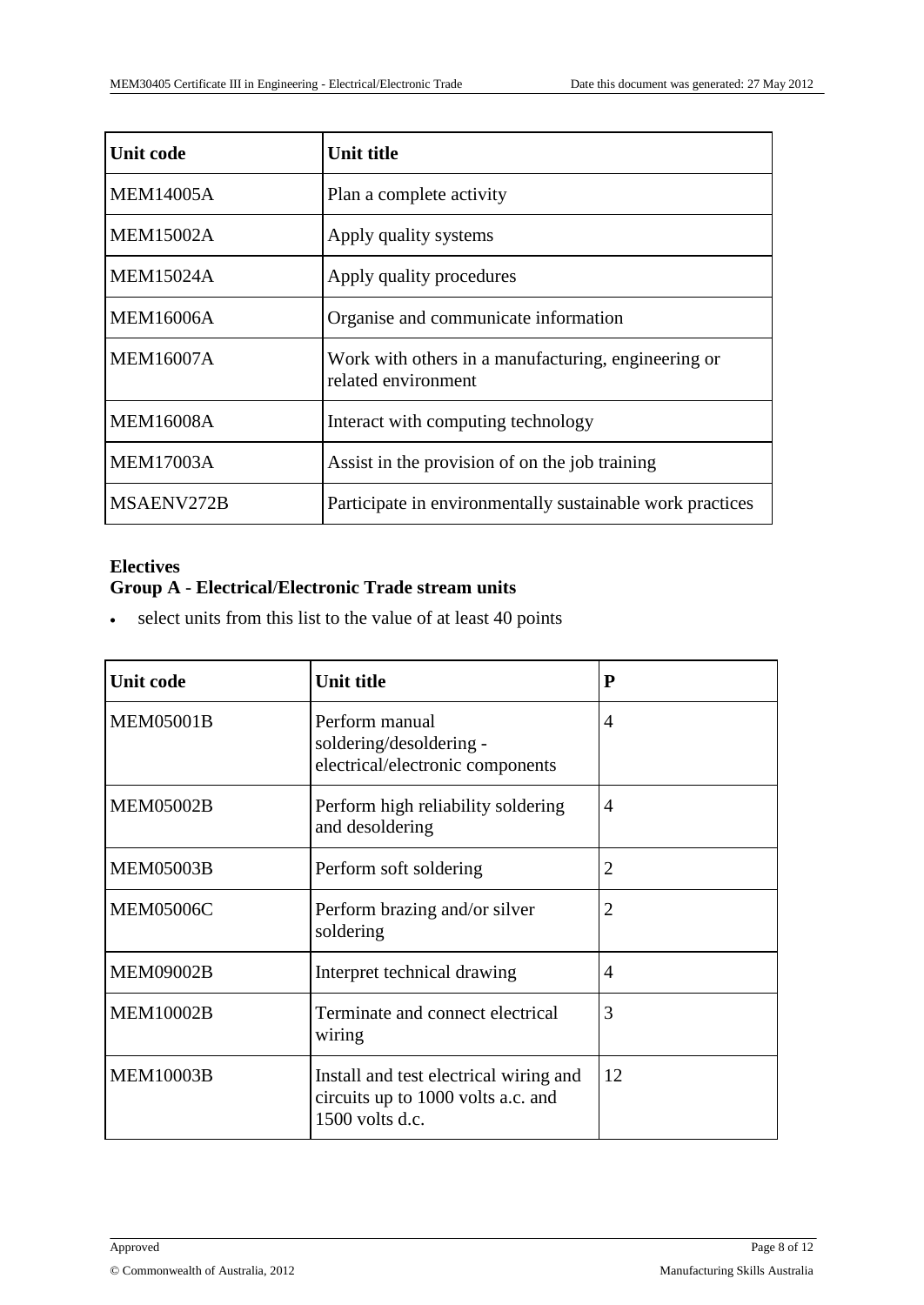| Unit code | Unit title |
|---|---|
| MEM14005A | Plan a complete activity |
| MEM15002A | Apply quality systems |
| MEM15024A | Apply quality procedures |
| MEM16006A | Organise and communicate information |
| MEM16007A | Work with others in a manufacturing, engineering or related environment |
| MEM16008A | Interact with computing technology |
| MEM17003A | Assist in the provision of on the job training |
| MSAENV272B | Participate in environmentally sustainable work practices |

**Electives**
**Group A - Electrical/Electronic Trade stream units**

- select units from this list to the value of at least 40 points

| Unit code | Unit title | P |
|---|---|---|
| MEM05001B | Perform manual soldering/desoldering - electrical/electronic components | 4 |
| MEM05002B | Perform high reliability soldering and desoldering | 4 |
| MEM05003B | Perform soft soldering | 2 |
| MEM05006C | Perform brazing and/or silver soldering | 2 |
| MEM09002B | Interpret technical drawing | 4 |
| MEM10002B | Terminate and connect electrical wiring | 3 |
| MEM10003B | Install and test electrical wiring and circuits up to 1000 volts a.c. and 1500 volts d.c. | 12 |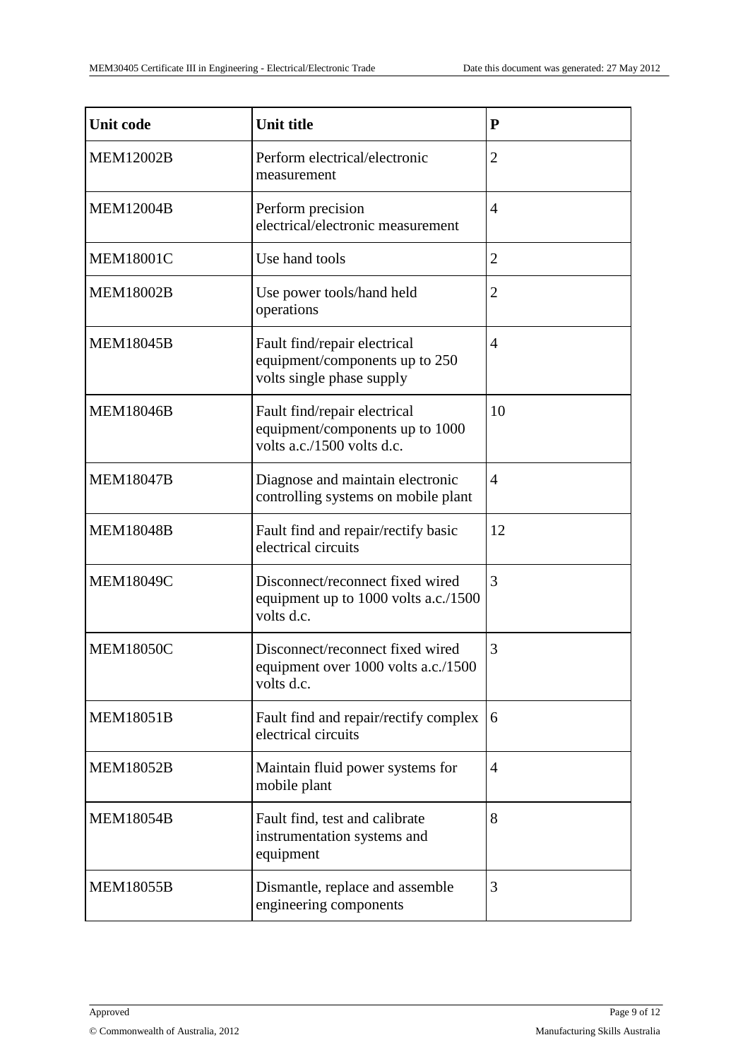| Unit code | Unit title | P |
| --- | --- | --- |
| MEM12002B | Perform electrical/electronic measurement | 2 |
| MEM12004B | Perform precision electrical/electronic measurement | 4 |
| MEM18001C | Use hand tools | 2 |
| MEM18002B | Use power tools/hand held operations | 2 |
| MEM18045B | Fault find/repair electrical equipment/components up to 250 volts single phase supply | 4 |
| MEM18046B | Fault find/repair electrical equipment/components up to 1000 volts a.c./1500 volts d.c. | 10 |
| MEM18047B | Diagnose and maintain electronic controlling systems on mobile plant | 4 |
| MEM18048B | Fault find and repair/rectify basic electrical circuits | 12 |
| MEM18049C | Disconnect/reconnect fixed wired equipment up to 1000 volts a.c./1500 volts d.c. | 3 |
| MEM18050C | Disconnect/reconnect fixed wired equipment over 1000 volts a.c./1500 volts d.c. | 3 |
| MEM18051B | Fault find and repair/rectify complex electrical circuits | 6 |
| MEM18052B | Maintain fluid power systems for mobile plant | 4 |
| MEM18054B | Fault find, test and calibrate instrumentation systems and equipment | 8 |
| MEM18055B | Dismantle, replace and assemble engineering components | 3 |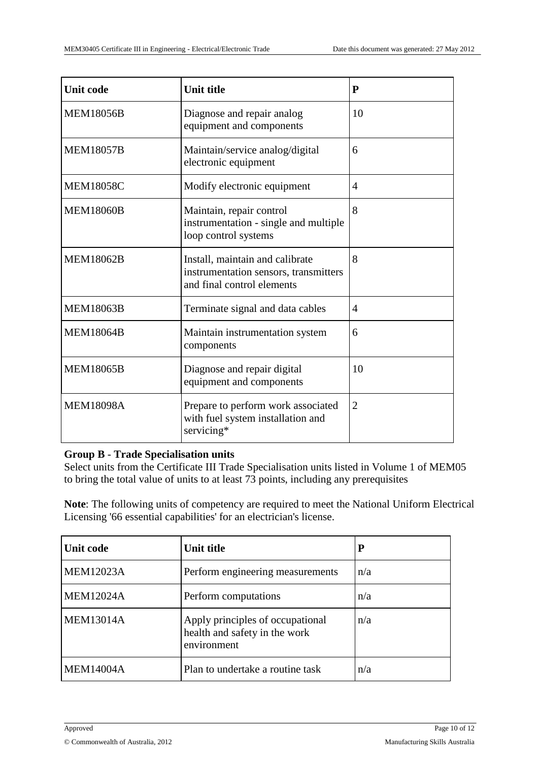| Unit code | Unit title | P |
|---|---|---|
| MEM18056B | Diagnose and repair analog equipment and components | 10 |
| MEM18057B | Maintain/service analog/digital electronic equipment | 6 |
| MEM18058C | Modify electronic equipment | 4 |
| MEM18060B | Maintain, repair control instrumentation - single and multiple loop control systems | 8 |
| MEM18062B | Install, maintain and calibrate instrumentation sensors, transmitters and final control elements | 8 |
| MEM18063B | Terminate signal and data cables | 4 |
| MEM18064B | Maintain instrumentation system components | 6 |
| MEM18065B | Diagnose and repair digital equipment and components | 10 |
| MEM18098A | Prepare to perform work associated with fuel system installation and servicing* | 2 |

**Group B - Trade Specialisation units**

Select units from the Certificate III Trade Specialisation units listed in Volume 1 of MEM05 to bring the total value of units to at least 73 points, including any prerequisites

**Note**: The following units of competency are required to meet the National Uniform Electrical Licensing '66 essential capabilities' for an electrician's license.

| Unit code | Unit title | P |
|---|---|---|
| MEM12023A | Perform engineering measurements | n/a |
| MEM12024A | Perform computations | n/a |
| MEM13014A | Apply principles of occupational health and safety in the work environment | n/a |
| MEM14004A | Plan to undertake a routine task | n/a |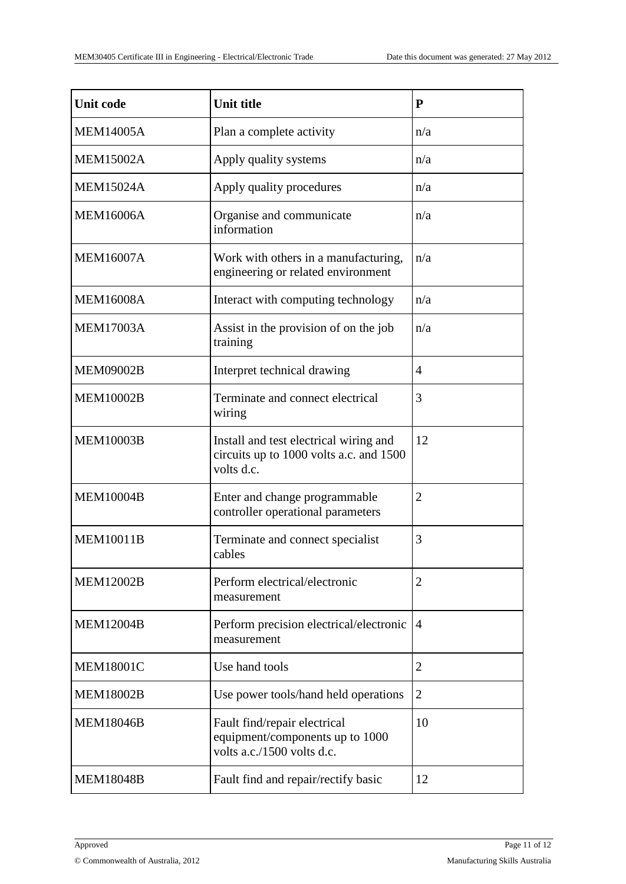| Unit code | Unit title | P |
|---|---|---|
| MEM14005A | Plan a complete activity | n/a |
| MEM15002A | Apply quality systems | n/a |
| MEM15024A | Apply quality procedures | n/a |
| MEM16006A | Organise and communicate information | n/a |
| MEM16007A | Work with others in a manufacturing, engineering or related environment | n/a |
| MEM16008A | Interact with computing technology | n/a |
| MEM17003A | Assist in the provision of on the job training | n/a |
| MEM09002B | Interpret technical drawing | 4 |
| MEM10002B | Terminate and connect electrical wiring | 3 |
| MEM10003B | Install and test electrical wiring and circuits up to 1000 volts a.c. and 1500 volts d.c. | 12 |
| MEM10004B | Enter and change programmable controller operational parameters | 2 |
| MEM10011B | Terminate and connect specialist cables | 3 |
| MEM12002B | Perform electrical/electronic measurement | 2 |
| MEM12004B | Perform precision electrical/electronic measurement | 4 |
| MEM18001C | Use hand tools | 2 |
| MEM18002B | Use power tools/hand held operations | 2 |
| MEM18046B | Fault find/repair electrical equipment/components up to 1000 volts a.c./1500 volts d.c. | 10 |
| MEM18048B | Fault find and repair/rectify basic | 12 |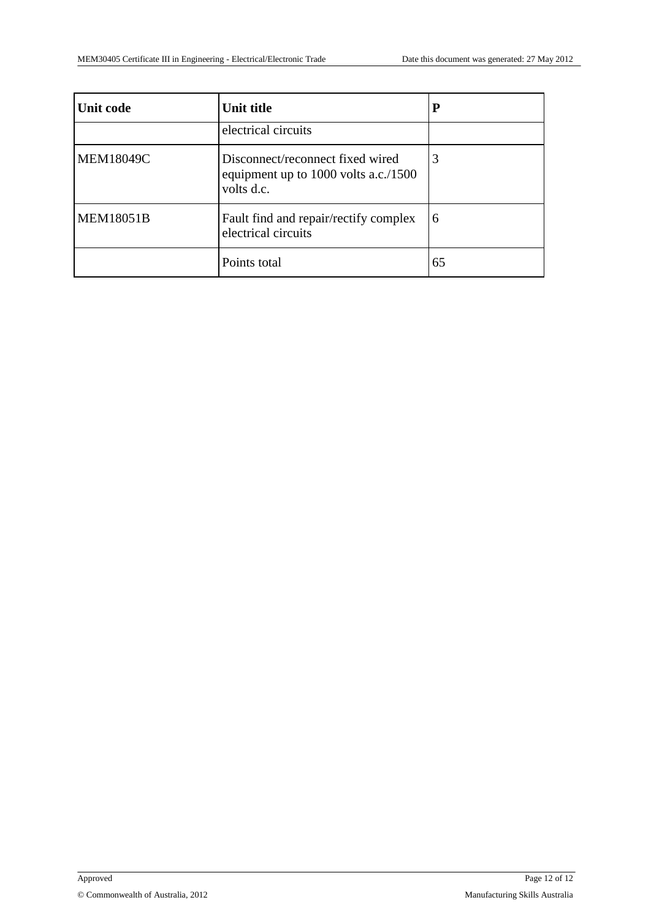| Unit code | Unit title | P |
|---|---|---|
| | electrical circuits | |
| MEM18049C | Disconnect/reconnect fixed wired equipment up to 1000 volts a.c./1500 volts d.c. | 3 |
| MEM18051B | Fault find and repair/rectify complex electrical circuits | 6 |
| | Points total | 65 |